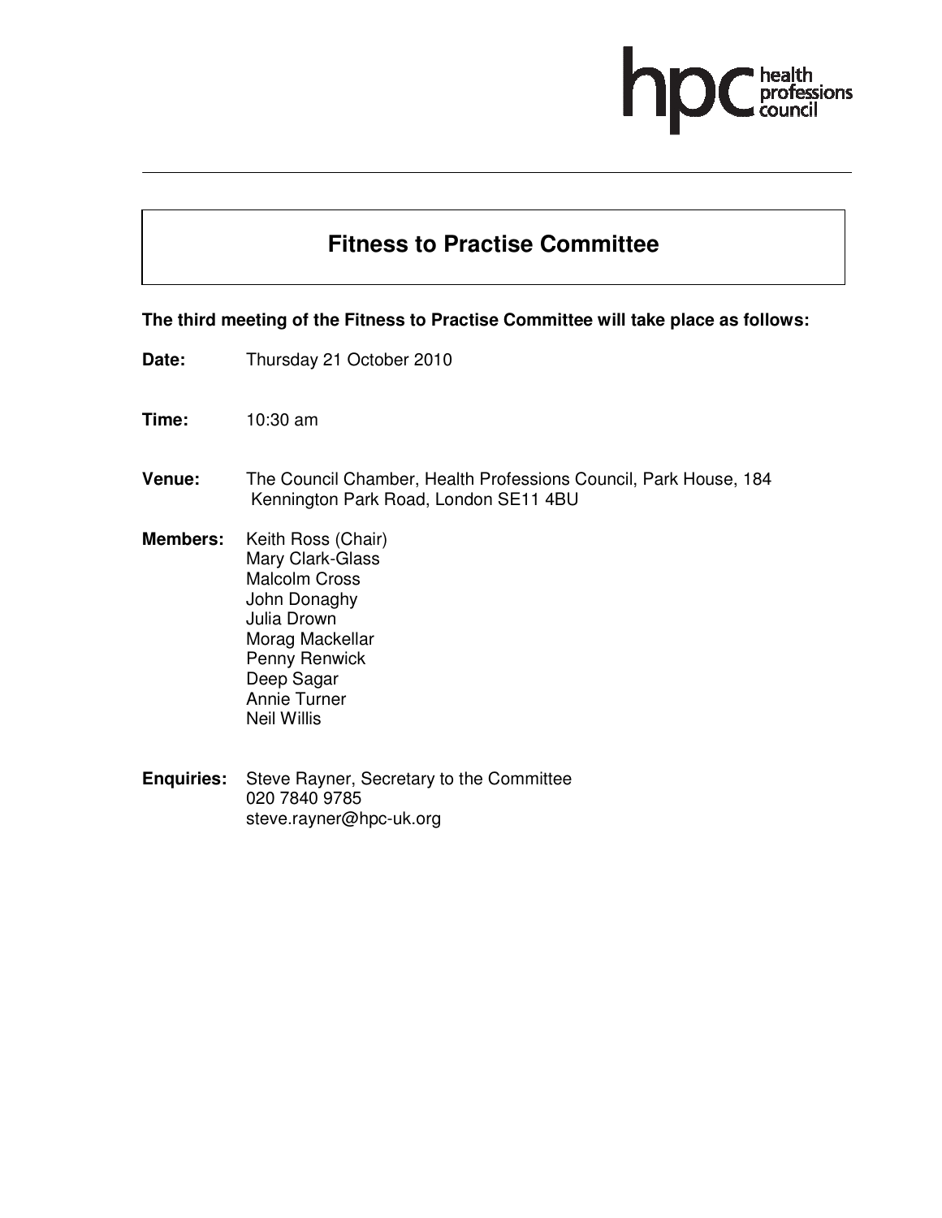# Fitness to Practise Committee

**The third meeting of the Fitness to Practise Committee will take place as follows:**

**Date:** Thursday 21 October 2010

**Time:** 10:30 am

**Venue:** The Council Chamber, Health Professions Council, Park House, 184 Kennington Park Road, London SE11 4BU

**Members:**
Keith Ross (Chair)
Mary Clark-Glass
Malcolm Cross
John Donaghy
Julia Drown
Morag Mackellar
Penny Renwick
Deep Sagar
Annie Turner
Neil Willis

**Enquiries:** Steve Rayner, Secretary to the Committee
020 7840 9785
steve.rayner@hpc-uk.org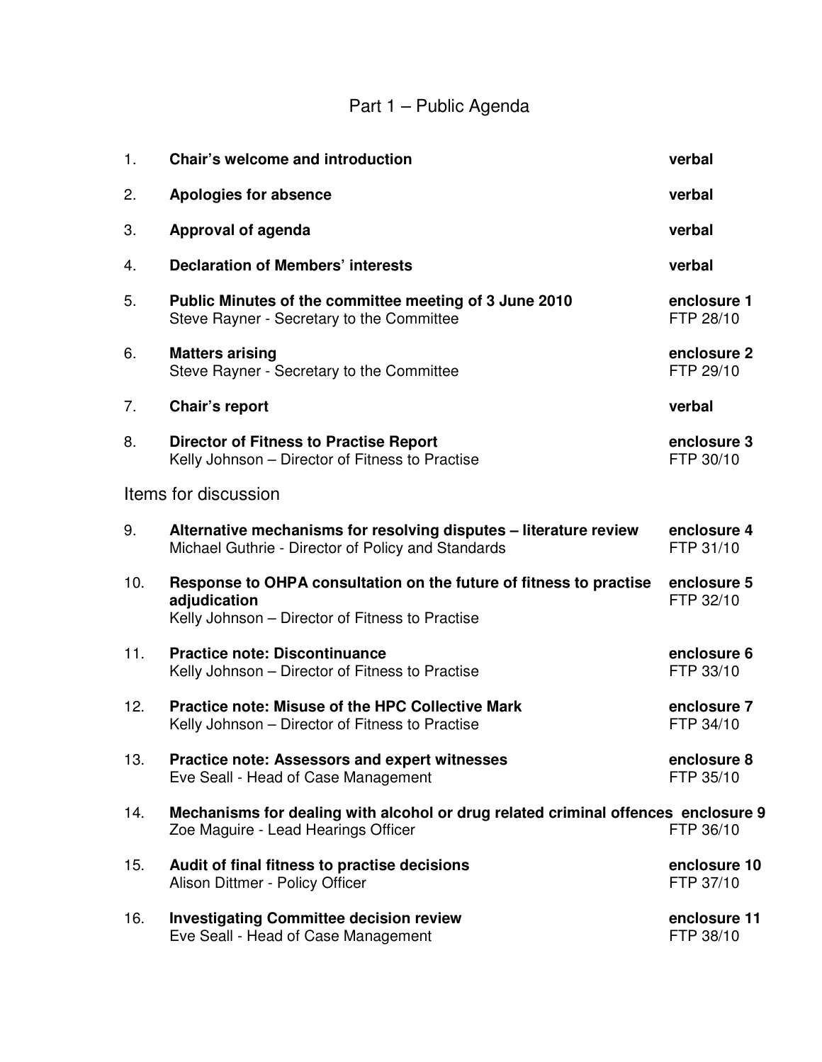# Part 1 – Public Agenda

| | | |
|---|---|---|
| 1. | **Chair's welcome and introduction** | **verbal** |
| 2. | **Apologies for absence** | **verbal** |
| 3. | **Approval of agenda** | **verbal** |
| 4. | **Declaration of Members' interests** | **verbal** |
| 5. | **Public Minutes of the committee meeting of 3 June 2010**<br>Steve Rayner - Secretary to the Committee | **enclosure 1**<br>FTP 28/10 |
| 6. | **Matters arising**<br>Steve Rayner - Secretary to the Committee | **enclosure 2**<br>FTP 29/10 |
| 7. | **Chair's report** | **verbal** |
| 8. | **Director of Fitness to Practise Report**<br>Kelly Johnson – Director of Fitness to Practise | **enclosure 3**<br>FTP 30/10 |

## Items for discussion

| | | |
|---|---|---|
| 9. | **Alternative mechanisms for resolving disputes – literature review**<br>Michael Guthrie - Director of Policy and Standards | **enclosure 4**<br>FTP 31/10 |
| 10. | **Response to OHPA consultation on the future of fitness to practise adjudication**<br>Kelly Johnson – Director of Fitness to Practise | **enclosure 5**<br>FTP 32/10 |
| 11. | **Practice note: Discontinuance**<br>Kelly Johnson – Director of Fitness to Practise | **enclosure 6**<br>FTP 33/10 |
| 12. | **Practice note: Misuse of the HPC Collective Mark**<br>Kelly Johnson – Director of Fitness to Practise | **enclosure 7**<br>FTP 34/10 |
| 13. | **Practice note: Assessors and expert witnesses**<br>Eve Seall - Head of Case Management | **enclosure 8**<br>FTP 35/10 |
| 14. | **Mechanisms for dealing with alcohol or drug related criminal offences**<br>Zoe Maguire - Lead Hearings Officer | **enclosure 9**<br>FTP 36/10 |
| 15. | **Audit of final fitness to practise decisions**<br>Alison Dittmer - Policy Officer | **enclosure 10**<br>FTP 37/10 |
| 16. | **Investigating Committee decision review**<br>Eve Seall - Head of Case Management | **enclosure 11**<br>FTP 38/10 |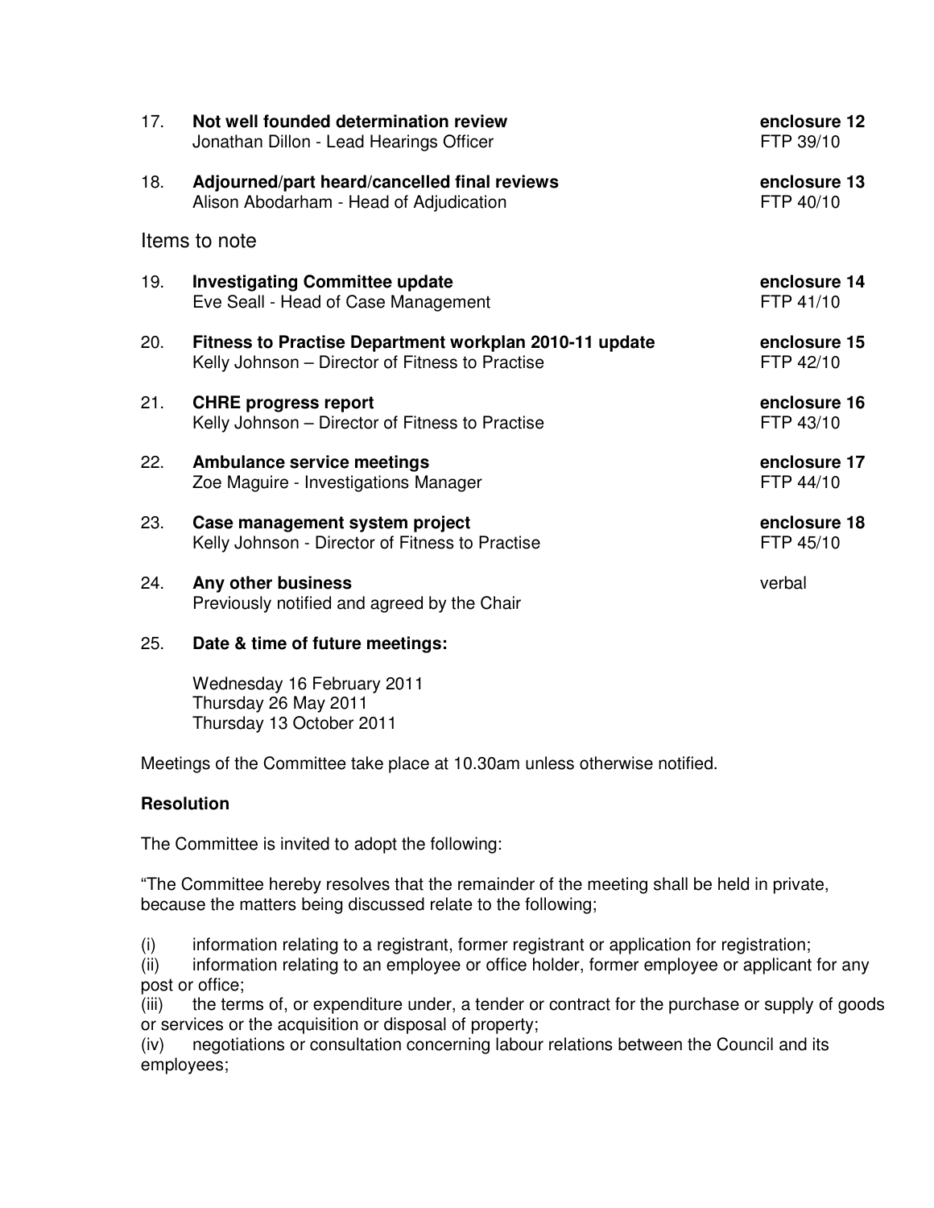17. **Not well founded determination review** — enclosure 12, FTP 39/10
    Jonathan Dillon - Lead Hearings Officer

18. **Adjourned/part heard/cancelled final reviews** — enclosure 13, FTP 40/10
    Alison Abodarham - Head of Adjudication

## Items to note

19. **Investigating Committee update** — enclosure 14, FTP 41/10
    Eve Seall - Head of Case Management

20. **Fitness to Practise Department workplan 2010-11 update** — enclosure 15, FTP 42/10
    Kelly Johnson – Director of Fitness to Practise

21. **CHRE progress report** — enclosure 16, FTP 43/10
    Kelly Johnson – Director of Fitness to Practise

22. **Ambulance service meetings** — enclosure 17, FTP 44/10
    Zoe Maguire - Investigations Manager

23. **Case management system project** — enclosure 18, FTP 45/10
    Kelly Johnson - Director of Fitness to Practise

24. **Any other business** — verbal
    Previously notified and agreed by the Chair

25. **Date & time of future meetings:**

    Wednesday 16 February 2011
    Thursday 26 May 2011
    Thursday 13 October 2011

Meetings of the Committee take place at 10.30am unless otherwise notified.

**Resolution**

The Committee is invited to adopt the following:

"The Committee hereby resolves that the remainder of the meeting shall be held in private, because the matters being discussed relate to the following;

(i) information relating to a registrant, former registrant or application for registration;
(ii) information relating to an employee or office holder, former employee or applicant for any post or office;
(iii) the terms of, or expenditure under, a tender or contract for the purchase or supply of goods or services or the acquisition or disposal of property;
(iv) negotiations or consultation concerning labour relations between the Council and its employees;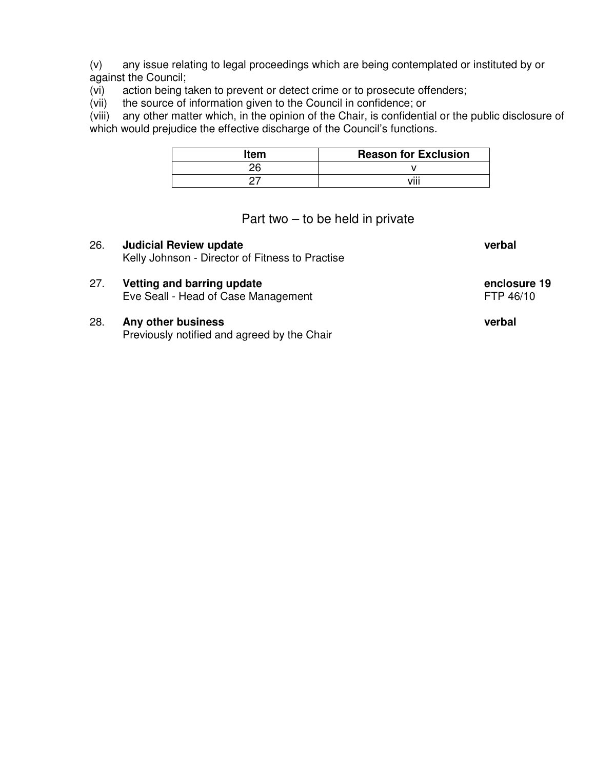(v) any issue relating to legal proceedings which are being contemplated or instituted by or against the Council;

(vi) action being taken to prevent or detect crime or to prosecute offenders;

(vii) the source of information given to the Council in confidence; or

(viii) any other matter which, in the opinion of the Chair, is confidential or the public disclosure of which would prejudice the effective discharge of the Council's functions.

| Item | Reason for Exclusion |
|---|---|
| 26 | v |
| 27 | viii |

## Part two – to be held in private

26. **Judicial Review update** — **verbal**
    Kelly Johnson - Director of Fitness to Practise

27. **Vetting and barring update** — **enclosure 19**
    Eve Seall - Head of Case Management — FTP 46/10

28. **Any other business** — **verbal**
    Previously notified and agreed by the Chair